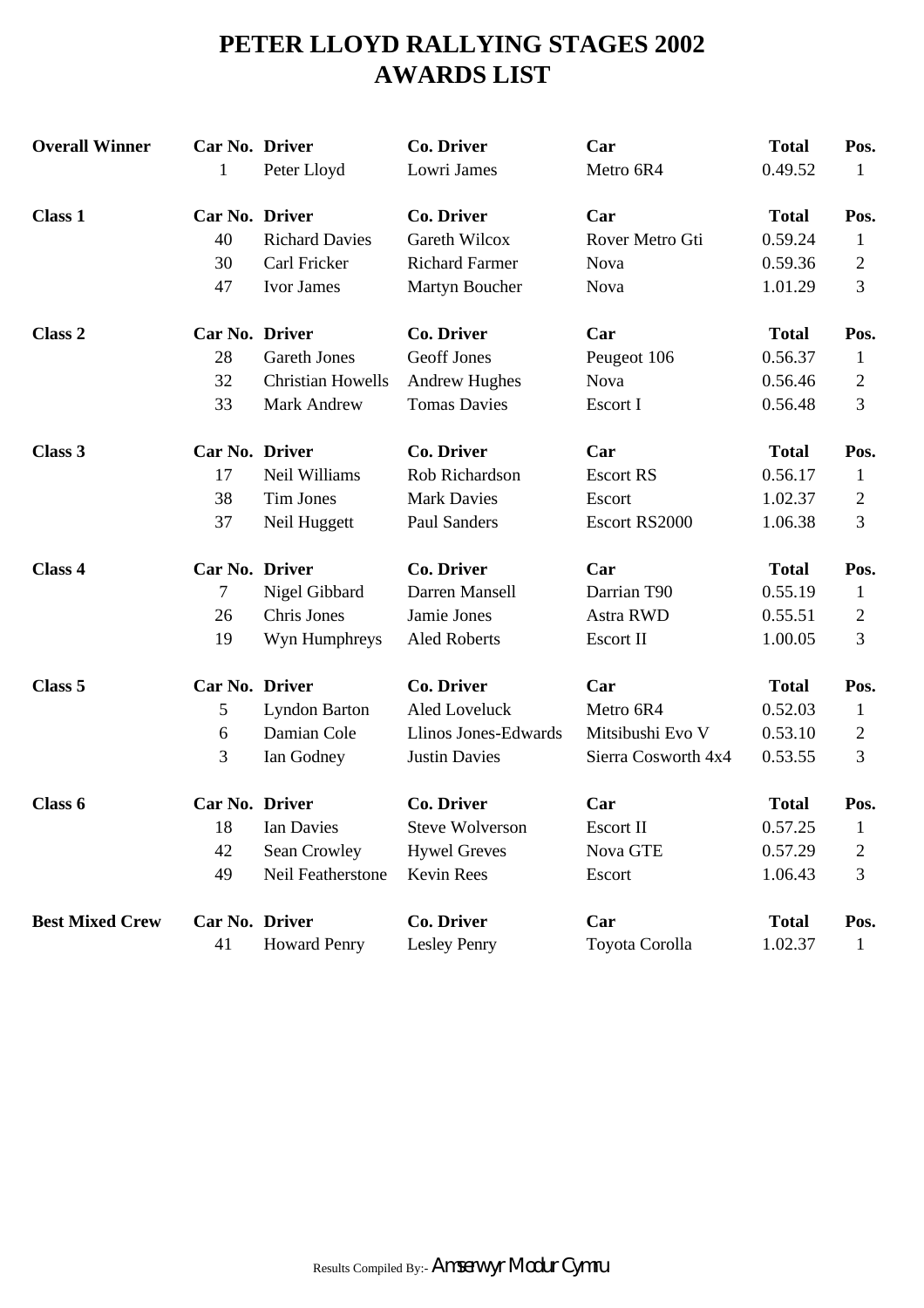# PETER LLOYD RALLYING STAGES 2002
# AWARDS LIST

| Overall Winner | Car No. | Driver | Co. Driver | Car | Total | Pos. |
|---|---|---|---|---|---|---|
| | 1 | Peter Lloyd | Lowri James | Metro 6R4 | 0.49.52 | 1 |
| **Class 1** | **Car No.** | **Driver** | **Co. Driver** | **Car** | **Total** | **Pos.** |
| | 40 | Richard Davies | Gareth Wilcox | Rover Metro Gti | 0.59.24 | 1 |
| | 30 | Carl Fricker | Richard Farmer | Nova | 0.59.36 | 2 |
| | 47 | Ivor James | Martyn Boucher | Nova | 1.01.29 | 3 |
| **Class 2** | **Car No.** | **Driver** | **Co. Driver** | **Car** | **Total** | **Pos.** |
| | 28 | Gareth Jones | Geoff Jones | Peugeot 106 | 0.56.37 | 1 |
| | 32 | Christian Howells | Andrew Hughes | Nova | 0.56.46 | 2 |
| | 33 | Mark Andrew | Tomas Davies | Escort I | 0.56.48 | 3 |
| **Class 3** | **Car No.** | **Driver** | **Co. Driver** | **Car** | **Total** | **Pos.** |
| | 17 | Neil Williams | Rob Richardson | Escort RS | 0.56.17 | 1 |
| | 38 | Tim Jones | Mark Davies | Escort | 1.02.37 | 2 |
| | 37 | Neil Huggett | Paul Sanders | Escort RS2000 | 1.06.38 | 3 |
| **Class 4** | **Car No.** | **Driver** | **Co. Driver** | **Car** | **Total** | **Pos.** |
| | 7 | Nigel Gibbard | Darren Mansell | Darrian T90 | 0.55.19 | 1 |
| | 26 | Chris Jones | Jamie Jones | Astra RWD | 0.55.51 | 2 |
| | 19 | Wyn Humphreys | Aled Roberts | Escort II | 1.00.05 | 3 |
| **Class 5** | **Car No.** | **Driver** | **Co. Driver** | **Car** | **Total** | **Pos.** |
| | 5 | Lyndon Barton | Aled Loveluck | Metro 6R4 | 0.52.03 | 1 |
| | 6 | Damian Cole | Llinos Jones-Edwards | Mitsibushi Evo V | 0.53.10 | 2 |
| | 3 | Ian Godney | Justin Davies | Sierra Cosworth 4x4 | 0.53.55 | 3 |
| **Class 6** | **Car No.** | **Driver** | **Co. Driver** | **Car** | **Total** | **Pos.** |
| | 18 | Ian Davies | Steve Wolverson | Escort II | 0.57.25 | 1 |
| | 42 | Sean Crowley | Hywel Greves | Nova GTE | 0.57.29 | 2 |
| | 49 | Neil Featherstone | Kevin Rees | Escort | 1.06.43 | 3 |
| **Best Mixed Crew** | **Car No.** | **Driver** | **Co. Driver** | **Car** | **Total** | **Pos.** |
| | 41 | Howard Penry | Lesley Penry | Toyota Corolla | 1.02.37 | 1 |

Results Compiled By:- Amserwyr Modur Cymru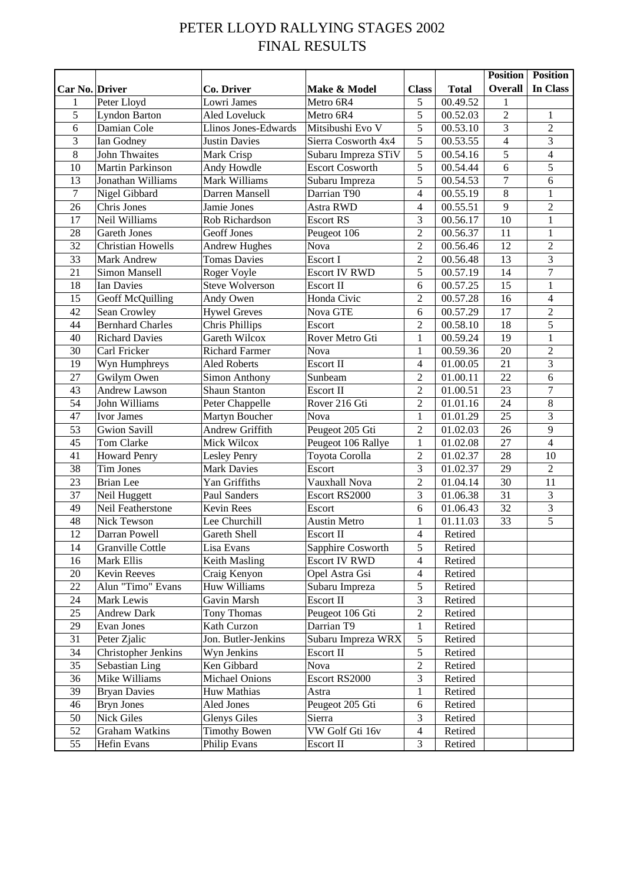# PETER LLOYD RALLYING STAGES 2002
## FINAL RESULTS

| Car No. | Driver | Co. Driver | Make & Model | Class | Total | Position Overall | Position In Class |
|---|---|---|---|---|---|---|---|
| 1 | Peter Lloyd | Lowri James | Metro 6R4 | 5 | 00.49.52 | 1 | |
| 5 | Lyndon Barton | Aled Loveluck | Metro 6R4 | 5 | 00.52.03 | 2 | 1 |
| 6 | Damian Cole | Llinos Jones-Edwards | Mitsibushi Evo V | 5 | 00.53.10 | 3 | 2 |
| 3 | Ian Godney | Justin Davies | Sierra Cosworth 4x4 | 5 | 00.53.55 | 4 | 3 |
| 8 | John Thwaites | Mark Crisp | Subaru Impreza STiV | 5 | 00.54.16 | 5 | 4 |
| 10 | Martin Parkinson | Andy Howdle | Escort Cosworth | 5 | 00.54.44 | 6 | 5 |
| 13 | Jonathan Williams | Mark Williams | Subaru Impreza | 5 | 00.54.53 | 7 | 6 |
| 7 | Nigel Gibbard | Darren Mansell | Darrian T90 | 4 | 00.55.19 | 8 | 1 |
| 26 | Chris Jones | Jamie Jones | Astra RWD | 4 | 00.55.51 | 9 | 2 |
| 17 | Neil Williams | Rob Richardson | Escort RS | 3 | 00.56.17 | 10 | 1 |
| 28 | Gareth Jones | Geoff Jones | Peugeot 106 | 2 | 00.56.37 | 11 | 1 |
| 32 | Christian Howells | Andrew Hughes | Nova | 2 | 00.56.46 | 12 | 2 |
| 33 | Mark Andrew | Tomas Davies | Escort I | 2 | 00.56.48 | 13 | 3 |
| 21 | Simon Mansell | Roger Voyle | Escort IV RWD | 5 | 00.57.19 | 14 | 7 |
| 18 | Ian Davies | Steve Wolverson | Escort II | 6 | 00.57.25 | 15 | 1 |
| 15 | Geoff McQuilling | Andy Owen | Honda Civic | 2 | 00.57.28 | 16 | 4 |
| 42 | Sean Crowley | Hywel Greves | Nova GTE | 6 | 00.57.29 | 17 | 2 |
| 44 | Bernhard Charles | Chris Phillips | Escort | 2 | 00.58.10 | 18 | 5 |
| 40 | Richard Davies | Gareth Wilcox | Rover Metro Gti | 1 | 00.59.24 | 19 | 1 |
| 30 | Carl Fricker | Richard Farmer | Nova | 1 | 00.59.36 | 20 | 2 |
| 19 | Wyn Humphreys | Aled Roberts | Escort II | 4 | 01.00.05 | 21 | 3 |
| 27 | Gwilym Owen | Simon Anthony | Sunbeam | 2 | 01.00.11 | 22 | 6 |
| 43 | Andrew Lawson | Shaun Stanton | Escort II | 2 | 01.00.51 | 23 | 7 |
| 54 | John Williams | Peter Chappelle | Rover 216 Gti | 2 | 01.01.16 | 24 | 8 |
| 47 | Ivor James | Martyn Boucher | Nova | 1 | 01.01.29 | 25 | 3 |
| 53 | Gwion Savill | Andrew Griffith | Peugeot 205 Gti | 2 | 01.02.03 | 26 | 9 |
| 45 | Tom Clarke | Mick Wilcox | Peugeot 106 Rallye | 1 | 01.02.08 | 27 | 4 |
| 41 | Howard Penry | Lesley Penry | Toyota Corolla | 2 | 01.02.37 | 28 | 10 |
| 38 | Tim Jones | Mark Davies | Escort | 3 | 01.02.37 | 29 | 2 |
| 23 | Brian Lee | Yan Griffiths | Vauxhall Nova | 2 | 01.04.14 | 30 | 11 |
| 37 | Neil Huggett | Paul Sanders | Escort RS2000 | 3 | 01.06.38 | 31 | 3 |
| 49 | Neil Featherstone | Kevin Rees | Escort | 6 | 01.06.43 | 32 | 3 |
| 48 | Nick Tewson | Lee Churchill | Austin Metro | 1 | 01.11.03 | 33 | 5 |
| 12 | Darran Powell | Gareth Shell | Escort II | 4 | Retired | | |
| 14 | Granville Cottle | Lisa Evans | Sapphire Cosworth | 5 | Retired | | |
| 16 | Mark Ellis | Keith Masling | Escort IV RWD | 4 | Retired | | |
| 20 | Kevin Reeves | Craig Kenyon | Opel Astra Gsi | 4 | Retired | | |
| 22 | Alun "Timo" Evans | Huw Williams | Subaru Impreza | 5 | Retired | | |
| 24 | Mark Lewis | Gavin Marsh | Escort II | 3 | Retired | | |
| 25 | Andrew Dark | Tony Thomas | Peugeot 106 Gti | 2 | Retired | | |
| 29 | Evan Jones | Kath Curzon | Darrian T9 | 1 | Retired | | |
| 31 | Peter Zjalic | Jon. Butler-Jenkins | Subaru Impreza WRX | 5 | Retired | | |
| 34 | Christopher Jenkins | Wyn Jenkins | Escort II | 5 | Retired | | |
| 35 | Sebastian Ling | Ken Gibbard | Nova | 2 | Retired | | |
| 36 | Mike Williams | Michael Onions | Escort RS2000 | 3 | Retired | | |
| 39 | Bryan Davies | Huw Mathias | Astra | 1 | Retired | | |
| 46 | Bryn Jones | Aled Jones | Peugeot 205 Gti | 6 | Retired | | |
| 50 | Nick Giles | Glenys Giles | Sierra | 3 | Retired | | |
| 52 | Graham Watkins | Timothy Bowen | VW Golf Gti 16v | 4 | Retired | | |
| 55 | Hefin Evans | Philip Evans | Escort II | 3 | Retired | | |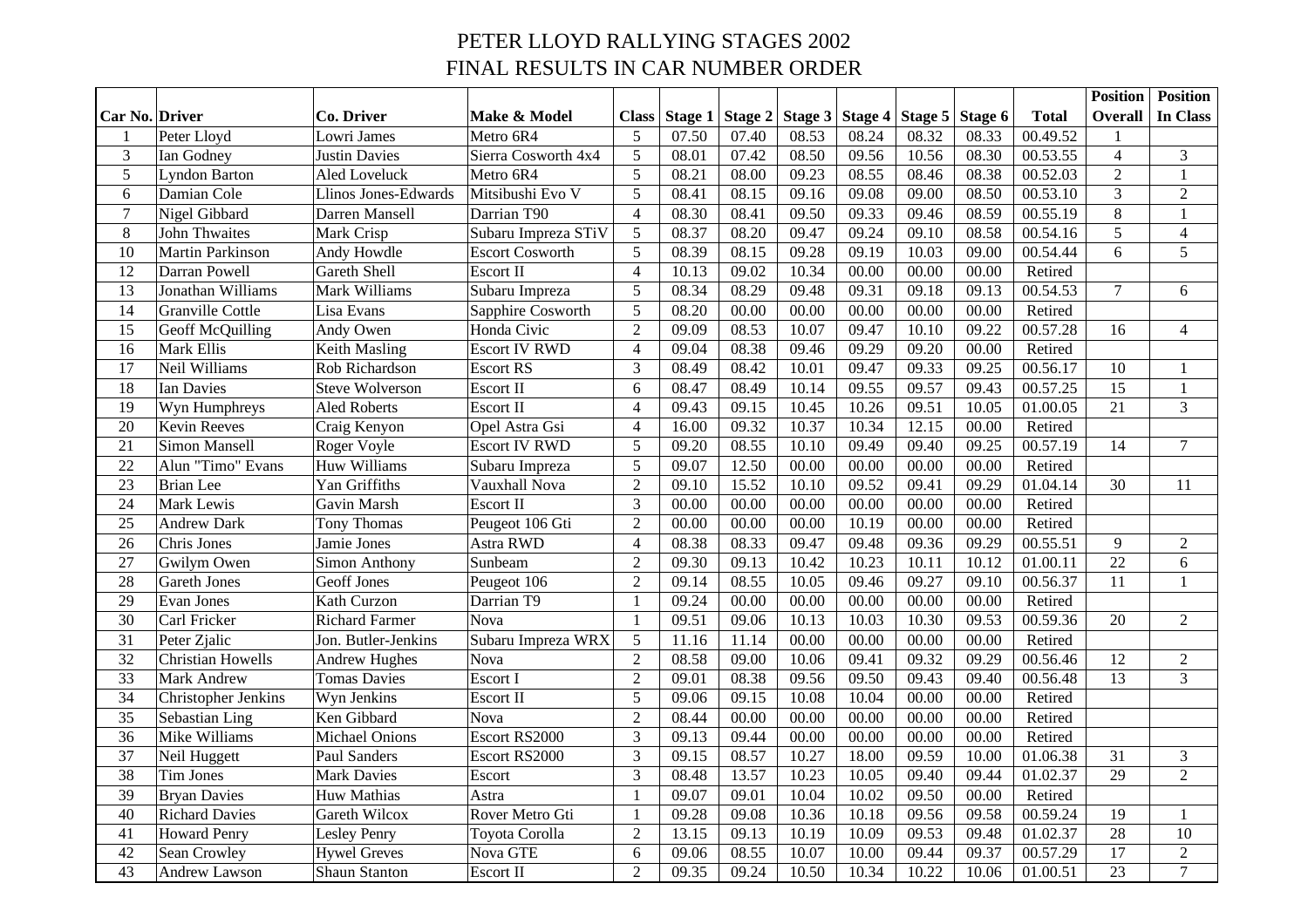# PETER LLOYD RALLYING STAGES 2002

## FINAL RESULTS IN CAR NUMBER ORDER

| Car No. | Driver | Co. Driver | Make & Model | Class | Stage 1 | Stage 2 | Stage 3 | Stage 4 | Stage 5 | Stage 6 | Total | Position Overall | Position In Class |
|---|---|---|---|---|---|---|---|---|---|---|---|---|---|
| 1 | Peter Lloyd | Lowri James | Metro 6R4 | 5 | 07.50 | 07.40 | 08.53 | 08.24 | 08.32 | 08.33 | 00.49.52 | 1 | |
| 3 | Ian Godney | Justin Davies | Sierra Cosworth 4x4 | 5 | 08.01 | 07.42 | 08.50 | 09.56 | 10.56 | 08.30 | 00.53.55 | 4 | 3 |
| 5 | Lyndon Barton | Aled Loveluck | Metro 6R4 | 5 | 08.21 | 08.00 | 09.23 | 08.55 | 08.46 | 08.38 | 00.52.03 | 2 | 1 |
| 6 | Damian Cole | Llinos Jones-Edwards | Mitsibushi Evo V | 5 | 08.41 | 08.15 | 09.16 | 09.08 | 09.00 | 08.50 | 00.53.10 | 3 | 2 |
| 7 | Nigel Gibbard | Darren Mansell | Darrian T90 | 4 | 08.30 | 08.41 | 09.50 | 09.33 | 09.46 | 08.59 | 00.55.19 | 8 | 1 |
| 8 | John Thwaites | Mark Crisp | Subaru Impreza STiV | 5 | 08.37 | 08.20 | 09.47 | 09.24 | 09.10 | 08.58 | 00.54.16 | 5 | 4 |
| 10 | Martin Parkinson | Andy Howdle | Escort Cosworth | 5 | 08.39 | 08.15 | 09.28 | 09.19 | 10.03 | 09.00 | 00.54.44 | 6 | 5 |
| 12 | Darran Powell | Gareth Shell | Escort II | 4 | 10.13 | 09.02 | 10.34 | 00.00 | 00.00 | 00.00 | Retired | | |
| 13 | Jonathan Williams | Mark Williams | Subaru Impreza | 5 | 08.34 | 08.29 | 09.48 | 09.31 | 09.18 | 09.13 | 00.54.53 | 7 | 6 |
| 14 | Granville Cottle | Lisa Evans | Sapphire Cosworth | 5 | 08.20 | 00.00 | 00.00 | 00.00 | 00.00 | 00.00 | Retired | | |
| 15 | Geoff McQuilling | Andy Owen | Honda Civic | 2 | 09.09 | 08.53 | 10.07 | 09.47 | 10.10 | 09.22 | 00.57.28 | 16 | 4 |
| 16 | Mark Ellis | Keith Masling | Escort IV RWD | 4 | 09.04 | 08.38 | 09.46 | 09.29 | 09.20 | 00.00 | Retired | | |
| 17 | Neil Williams | Rob Richardson | Escort RS | 3 | 08.49 | 08.42 | 10.01 | 09.47 | 09.33 | 09.25 | 00.56.17 | 10 | 1 |
| 18 | Ian Davies | Steve Wolverson | Escort II | 6 | 08.47 | 08.49 | 10.14 | 09.55 | 09.57 | 09.43 | 00.57.25 | 15 | 1 |
| 19 | Wyn Humphreys | Aled Roberts | Escort II | 4 | 09.43 | 09.15 | 10.45 | 10.26 | 09.51 | 10.05 | 01.00.05 | 21 | 3 |
| 20 | Kevin Reeves | Craig Kenyon | Opel Astra Gsi | 4 | 16.00 | 09.32 | 10.37 | 10.34 | 12.15 | 00.00 | Retired | | |
| 21 | Simon Mansell | Roger Voyle | Escort IV RWD | 5 | 09.20 | 08.55 | 10.10 | 09.49 | 09.40 | 09.25 | 00.57.19 | 14 | 7 |
| 22 | Alun "Timo" Evans | Huw Williams | Subaru Impreza | 5 | 09.07 | 12.50 | 00.00 | 00.00 | 00.00 | 00.00 | Retired | | |
| 23 | Brian Lee | Yan Griffiths | Vauxhall Nova | 2 | 09.10 | 15.52 | 10.10 | 09.52 | 09.41 | 09.29 | 01.04.14 | 30 | 11 |
| 24 | Mark Lewis | Gavin Marsh | Escort II | 3 | 00.00 | 00.00 | 00.00 | 00.00 | 00.00 | 00.00 | Retired | | |
| 25 | Andrew Dark | Tony Thomas | Peugeot 106 Gti | 2 | 00.00 | 00.00 | 00.00 | 10.19 | 00.00 | 00.00 | Retired | | |
| 26 | Chris Jones | Jamie Jones | Astra RWD | 4 | 08.38 | 08.33 | 09.47 | 09.48 | 09.36 | 09.29 | 00.55.51 | 9 | 2 |
| 27 | Gwilym Owen | Simon Anthony | Sunbeam | 2 | 09.30 | 09.13 | 10.42 | 10.23 | 10.11 | 10.12 | 01.00.11 | 22 | 6 |
| 28 | Gareth Jones | Geoff Jones | Peugeot 106 | 2 | 09.14 | 08.55 | 10.05 | 09.46 | 09.27 | 09.10 | 00.56.37 | 11 | 1 |
| 29 | Evan Jones | Kath Curzon | Darrian T9 | 1 | 09.24 | 00.00 | 00.00 | 00.00 | 00.00 | 00.00 | Retired | | |
| 30 | Carl Fricker | Richard Farmer | Nova | 1 | 09.51 | 09.06 | 10.13 | 10.03 | 10.30 | 09.53 | 00.59.36 | 20 | 2 |
| 31 | Peter Zjalic | Jon. Butler-Jenkins | Subaru Impreza WRX | 5 | 11.16 | 11.14 | 00.00 | 00.00 | 00.00 | 00.00 | Retired | | |
| 32 | Christian Howells | Andrew Hughes | Nova | 2 | 08.58 | 09.00 | 10.06 | 09.41 | 09.32 | 09.29 | 00.56.46 | 12 | 2 |
| 33 | Mark Andrew | Tomas Davies | Escort I | 2 | 09.01 | 08.38 | 09.56 | 09.50 | 09.43 | 09.40 | 00.56.48 | 13 | 3 |
| 34 | Christopher Jenkins | Wyn Jenkins | Escort II | 5 | 09.06 | 09.15 | 10.08 | 10.04 | 00.00 | 00.00 | Retired | | |
| 35 | Sebastian Ling | Ken Gibbard | Nova | 2 | 08.44 | 00.00 | 00.00 | 00.00 | 00.00 | 00.00 | Retired | | |
| 36 | Mike Williams | Michael Onions | Escort RS2000 | 3 | 09.13 | 09.44 | 00.00 | 00.00 | 00.00 | 00.00 | Retired | | |
| 37 | Neil Huggett | Paul Sanders | Escort RS2000 | 3 | 09.15 | 08.57 | 10.27 | 18.00 | 09.59 | 10.00 | 01.06.38 | 31 | 3 |
| 38 | Tim Jones | Mark Davies | Escort | 3 | 08.48 | 13.57 | 10.23 | 10.05 | 09.40 | 09.44 | 01.02.37 | 29 | 2 |
| 39 | Bryan Davies | Huw Mathias | Astra | 1 | 09.07 | 09.01 | 10.04 | 10.02 | 09.50 | 00.00 | Retired | | |
| 40 | Richard Davies | Gareth Wilcox | Rover Metro Gti | 1 | 09.28 | 09.08 | 10.36 | 10.18 | 09.56 | 09.58 | 00.59.24 | 19 | 1 |
| 41 | Howard Penry | Lesley Penry | Toyota Corolla | 2 | 13.15 | 09.13 | 10.19 | 10.09 | 09.53 | 09.48 | 01.02.37 | 28 | 10 |
| 42 | Sean Crowley | Hywel Greves | Nova GTE | 6 | 09.06 | 08.55 | 10.07 | 10.00 | 09.44 | 09.37 | 00.57.29 | 17 | 2 |
| 43 | Andrew Lawson | Shaun Stanton | Escort II | 2 | 09.35 | 09.24 | 10.50 | 10.34 | 10.22 | 10.06 | 01.00.51 | 23 | 7 |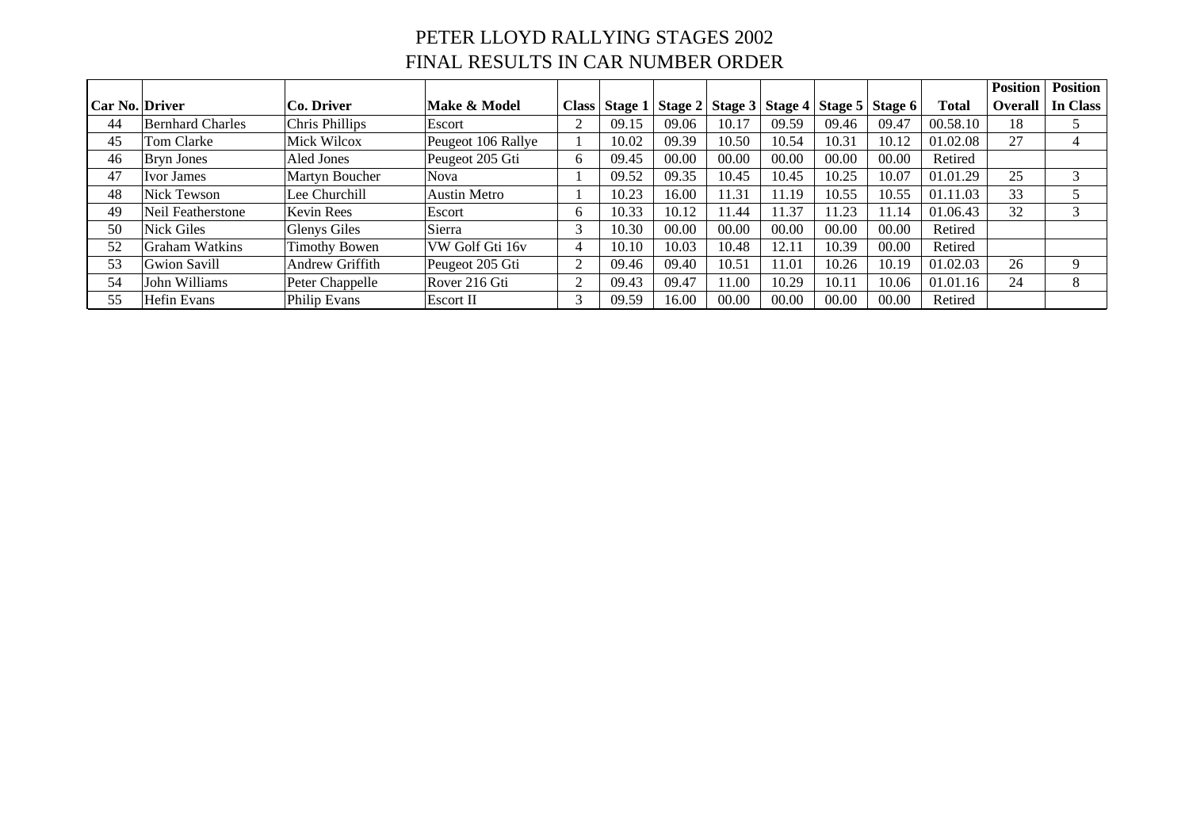# PETER LLOYD RALLYING STAGES 2002

## FINAL RESULTS IN CAR NUMBER ORDER

| Car No. | Driver | Co. Driver | Make & Model | Class | Stage 1 | Stage 2 | Stage 3 | Stage 4 | Stage 5 | Stage 6 | Total | Position Overall | Position In Class |
|---|---|---|---|---|---|---|---|---|---|---|---|---|---|
| 44 | Bernhard Charles | Chris Phillips | Escort | 2 | 09.15 | 09.06 | 10.17 | 09.59 | 09.46 | 09.47 | 00.58.10 | 18 | 5 |
| 45 | Tom Clarke | Mick Wilcox | Peugeot 106 Rallye | 1 | 10.02 | 09.39 | 10.50 | 10.54 | 10.31 | 10.12 | 01.02.08 | 27 | 4 |
| 46 | Bryn Jones | Aled Jones | Peugeot 205 Gti | 6 | 09.45 | 00.00 | 00.00 | 00.00 | 00.00 | 00.00 | Retired | | |
| 47 | Ivor James | Martyn Boucher | Nova | 1 | 09.52 | 09.35 | 10.45 | 10.45 | 10.25 | 10.07 | 01.01.29 | 25 | 3 |
| 48 | Nick Tewson | Lee Churchill | Austin Metro | 1 | 10.23 | 16.00 | 11.31 | 11.19 | 10.55 | 10.55 | 01.11.03 | 33 | 5 |
| 49 | Neil Featherstone | Kevin Rees | Escort | 6 | 10.33 | 10.12 | 11.44 | 11.37 | 11.23 | 11.14 | 01.06.43 | 32 | 3 |
| 50 | Nick Giles | Glenys Giles | Sierra | 3 | 10.30 | 00.00 | 00.00 | 00.00 | 00.00 | 00.00 | Retired | | |
| 52 | Graham Watkins | Timothy Bowen | VW Golf Gti 16v | 4 | 10.10 | 10.03 | 10.48 | 12.11 | 10.39 | 00.00 | Retired | | |
| 53 | Gwion Savill | Andrew Griffith | Peugeot 205 Gti | 2 | 09.46 | 09.40 | 10.51 | 11.01 | 10.26 | 10.19 | 01.02.03 | 26 | 9 |
| 54 | John Williams | Peter Chappelle | Rover 216 Gti | 2 | 09.43 | 09.47 | 11.00 | 10.29 | 10.11 | 10.06 | 01.01.16 | 24 | 8 |
| 55 | Hefin Evans | Philip Evans | Escort II | 3 | 09.59 | 16.00 | 00.00 | 00.00 | 00.00 | 00.00 | Retired | | |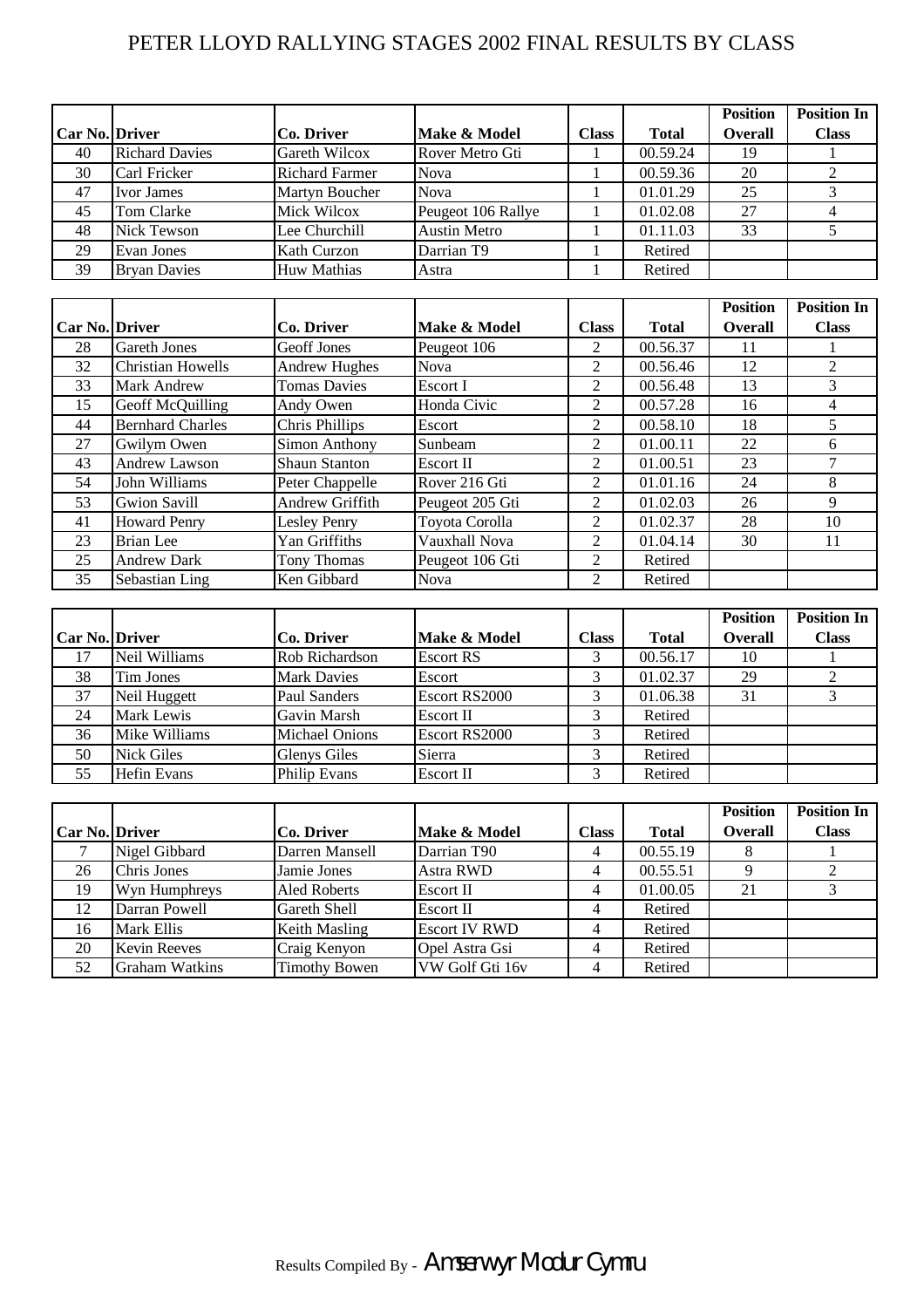# PETER LLOYD RALLYING STAGES 2002 FINAL RESULTS BY CLASS

| Car No. | Driver | Co. Driver | Make & Model | Class | Total | Position Overall | Position In Class |
|---|---|---|---|---|---|---|---|
| 40 | Richard Davies | Gareth Wilcox | Rover Metro Gti | 1 | 00.59.24 | 19 | 1 |
| 30 | Carl Fricker | Richard Farmer | Nova | 1 | 00.59.36 | 20 | 2 |
| 47 | Ivor James | Martyn Boucher | Nova | 1 | 01.01.29 | 25 | 3 |
| 45 | Tom Clarke | Mick Wilcox | Peugeot 106 Rallye | 1 | 01.02.08 | 27 | 4 |
| 48 | Nick Tewson | Lee Churchill | Austin Metro | 1 | 01.11.03 | 33 | 5 |
| 29 | Evan Jones | Kath Curzon | Darrian T9 | 1 | Retired | | |
| 39 | Bryan Davies | Huw Mathias | Astra | 1 | Retired | | |

| Car No. | Driver | Co. Driver | Make & Model | Class | Total | Position Overall | Position In Class |
|---|---|---|---|---|---|---|---|
| 28 | Gareth Jones | Geoff Jones | Peugeot 106 | 2 | 00.56.37 | 11 | 1 |
| 32 | Christian Howells | Andrew Hughes | Nova | 2 | 00.56.46 | 12 | 2 |
| 33 | Mark Andrew | Tomas Davies | Escort I | 2 | 00.56.48 | 13 | 3 |
| 15 | Geoff McQuilling | Andy Owen | Honda Civic | 2 | 00.57.28 | 16 | 4 |
| 44 | Bernhard Charles | Chris Phillips | Escort | 2 | 00.58.10 | 18 | 5 |
| 27 | Gwilym Owen | Simon Anthony | Sunbeam | 2 | 01.00.11 | 22 | 6 |
| 43 | Andrew Lawson | Shaun Stanton | Escort II | 2 | 01.00.51 | 23 | 7 |
| 54 | John Williams | Peter Chappelle | Rover 216 Gti | 2 | 01.01.16 | 24 | 8 |
| 53 | Gwion Savill | Andrew Griffith | Peugeot 205 Gti | 2 | 01.02.03 | 26 | 9 |
| 41 | Howard Penry | Lesley Penry | Toyota Corolla | 2 | 01.02.37 | 28 | 10 |
| 23 | Brian Lee | Yan Griffiths | Vauxhall Nova | 2 | 01.04.14 | 30 | 11 |
| 25 | Andrew Dark | Tony Thomas | Peugeot 106 Gti | 2 | Retired | | |
| 35 | Sebastian Ling | Ken Gibbard | Nova | 2 | Retired | | |

| Car No. | Driver | Co. Driver | Make & Model | Class | Total | Position Overall | Position In Class |
|---|---|---|---|---|---|---|---|
| 17 | Neil Williams | Rob Richardson | Escort RS | 3 | 00.56.17 | 10 | 1 |
| 38 | Tim Jones | Mark Davies | Escort | 3 | 01.02.37 | 29 | 2 |
| 37 | Neil Huggett | Paul Sanders | Escort RS2000 | 3 | 01.06.38 | 31 | 3 |
| 24 | Mark Lewis | Gavin Marsh | Escort II | 3 | Retired | | |
| 36 | Mike Williams | Michael Onions | Escort RS2000 | 3 | Retired | | |
| 50 | Nick Giles | Glenys Giles | Sierra | 3 | Retired | | |
| 55 | Hefin Evans | Philip Evans | Escort II | 3 | Retired | | |

| Car No. | Driver | Co. Driver | Make & Model | Class | Total | Position Overall | Position In Class |
|---|---|---|---|---|---|---|---|
| 7 | Nigel Gibbard | Darren Mansell | Darrian T90 | 4 | 00.55.19 | 8 | 1 |
| 26 | Chris Jones | Jamie Jones | Astra RWD | 4 | 00.55.51 | 9 | 2 |
| 19 | Wyn Humphreys | Aled Roberts | Escort II | 4 | 01.00.05 | 21 | 3 |
| 12 | Darran Powell | Gareth Shell | Escort II | 4 | Retired | | |
| 16 | Mark Ellis | Keith Masling | Escort IV RWD | 4 | Retired | | |
| 20 | Kevin Reeves | Craig Kenyon | Opel Astra Gsi | 4 | Retired | | |
| 52 | Graham Watkins | Timothy Bowen | VW Golf Gti 16v | 4 | Retired | | |

Results Compiled By - Amserwyr Modur Cymru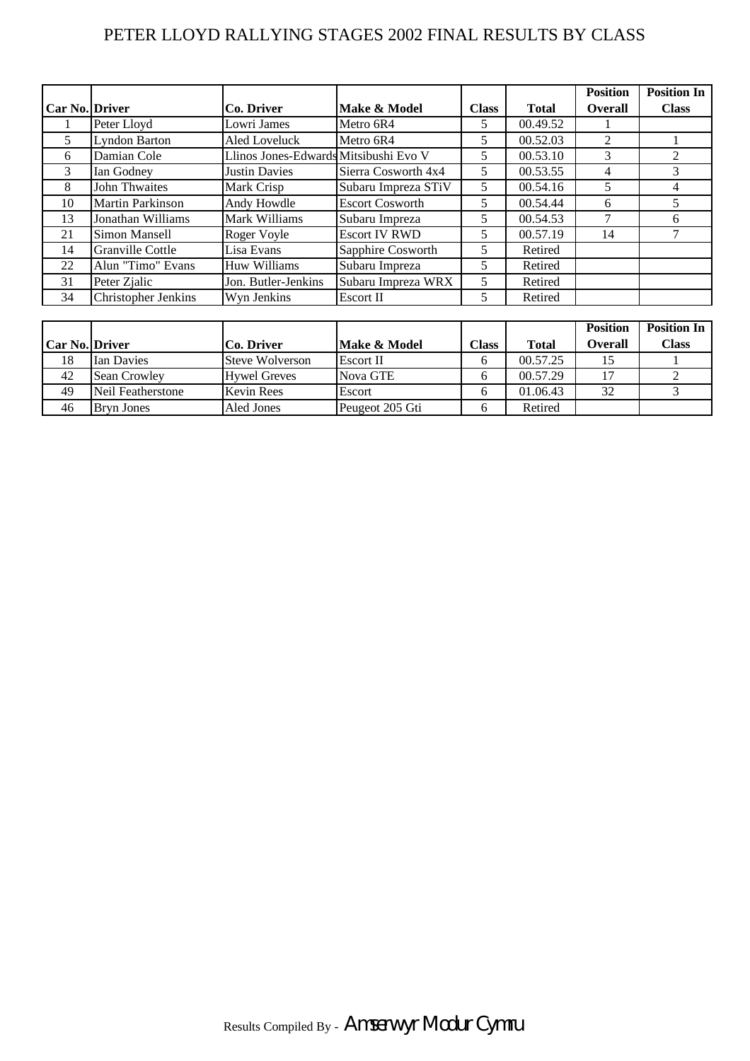# PETER LLOYD RALLYING STAGES 2002 FINAL RESULTS BY CLASS

| Car No. | Driver | Co. Driver | Make & Model | Class | Total | Position Overall | Position In Class |
|---|---|---|---|---|---|---|---|
| 1 | Peter Lloyd | Lowri James | Metro 6R4 | 5 | 00.49.52 | 1 | |
| 5 | Lyndon Barton | Aled Loveluck | Metro 6R4 | 5 | 00.52.03 | 2 | 1 |
| 6 | Damian Cole | Llinos Jones-Edwards | Mitsibushi Evo V | 5 | 00.53.10 | 3 | 2 |
| 3 | Ian Godney | Justin Davies | Sierra Cosworth 4x4 | 5 | 00.53.55 | 4 | 3 |
| 8 | John Thwaites | Mark Crisp | Subaru Impreza STiV | 5 | 00.54.16 | 5 | 4 |
| 10 | Martin Parkinson | Andy Howdle | Escort Cosworth | 5 | 00.54.44 | 6 | 5 |
| 13 | Jonathan Williams | Mark Williams | Subaru Impreza | 5 | 00.54.53 | 7 | 6 |
| 21 | Simon Mansell | Roger Voyle | Escort IV RWD | 5 | 00.57.19 | 14 | 7 |
| 14 | Granville Cottle | Lisa Evans | Sapphire Cosworth | 5 | Retired | | |
| 22 | Alun "Timo" Evans | Huw Williams | Subaru Impreza | 5 | Retired | | |
| 31 | Peter Zjalic | Jon. Butler-Jenkins | Subaru Impreza WRX | 5 | Retired | | |
| 34 | Christopher Jenkins | Wyn Jenkins | Escort II | 5 | Retired | | |

| Car No. | Driver | Co. Driver | Make & Model | Class | Total | Position Overall | Position In Class |
|---|---|---|---|---|---|---|---|
| 18 | Ian Davies | Steve Wolverson | Escort II | 6 | 00.57.25 | 15 | 1 |
| 42 | Sean Crowley | Hywel Greves | Nova GTE | 6 | 00.57.29 | 17 | 2 |
| 49 | Neil Featherstone | Kevin Rees | Escort | 6 | 01.06.43 | 32 | 3 |
| 46 | Bryn Jones | Aled Jones | Peugeot 205 Gti | 6 | Retired | | |

Results Compiled By - Amserwyr Modur Cymru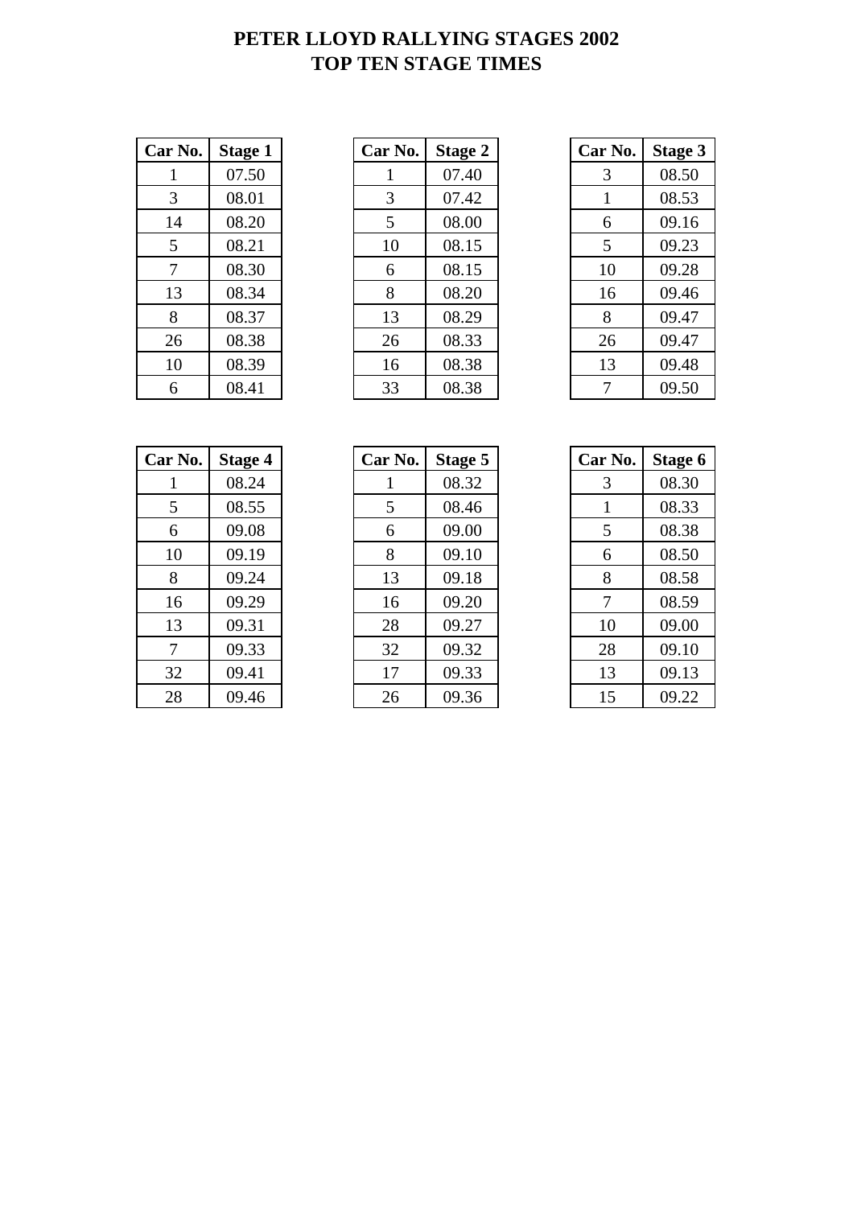# PETER LLOYD RALLYING STAGES 2002
# TOP TEN STAGE TIMES

| Car No. | Stage 1 |
|---|---|
| 1 | 07.50 |
| 3 | 08.01 |
| 14 | 08.20 |
| 5 | 08.21 |
| 7 | 08.30 |
| 13 | 08.34 |
| 8 | 08.37 |
| 26 | 08.38 |
| 10 | 08.39 |
| 6 | 08.41 |

| Car No. | Stage 2 |
|---|---|
| 1 | 07.40 |
| 3 | 07.42 |
| 5 | 08.00 |
| 10 | 08.15 |
| 6 | 08.15 |
| 8 | 08.20 |
| 13 | 08.29 |
| 26 | 08.33 |
| 16 | 08.38 |
| 33 | 08.38 |

| Car No. | Stage 3 |
|---|---|
| 3 | 08.50 |
| 1 | 08.53 |
| 6 | 09.16 |
| 5 | 09.23 |
| 10 | 09.28 |
| 16 | 09.46 |
| 8 | 09.47 |
| 26 | 09.47 |
| 13 | 09.48 |
| 7 | 09.50 |

| Car No. | Stage 4 |
|---|---|
| 1 | 08.24 |
| 5 | 08.55 |
| 6 | 09.08 |
| 10 | 09.19 |
| 8 | 09.24 |
| 16 | 09.29 |
| 13 | 09.31 |
| 7 | 09.33 |
| 32 | 09.41 |
| 28 | 09.46 |

| Car No. | Stage 5 |
|---|---|
| 1 | 08.32 |
| 5 | 08.46 |
| 6 | 09.00 |
| 8 | 09.10 |
| 13 | 09.18 |
| 16 | 09.20 |
| 28 | 09.27 |
| 32 | 09.32 |
| 17 | 09.33 |
| 26 | 09.36 |

| Car No. | Stage 6 |
|---|---|
| 3 | 08.30 |
| 1 | 08.33 |
| 5 | 08.38 |
| 6 | 08.50 |
| 8 | 08.58 |
| 7 | 08.59 |
| 10 | 09.00 |
| 28 | 09.10 |
| 13 | 09.13 |
| 15 | 09.22 |